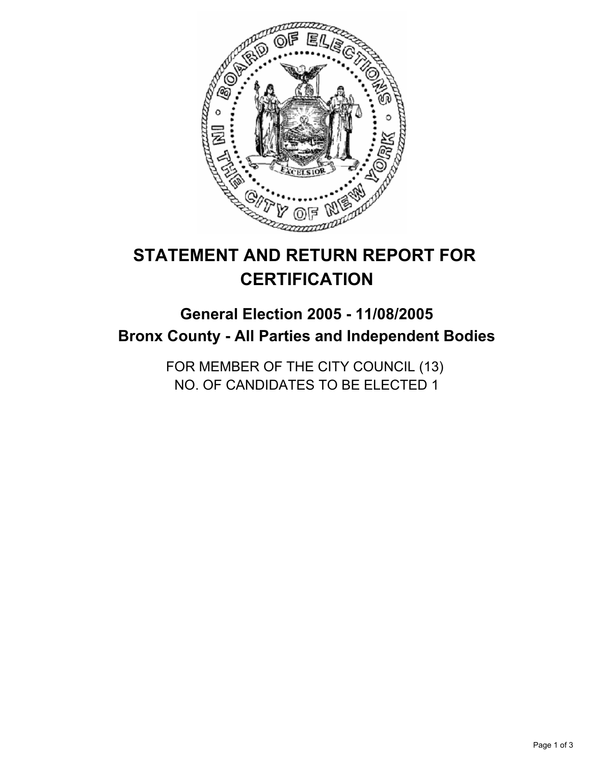# STATEMENT AND RETURN REPORT FOR CERTIFICATION

## General Election 2005 - 11/08/2005
## Bronx County - All Parties and Independent Bodies

FOR MEMBER OF THE CITY COUNCIL (13)
NO. OF CANDIDATES TO BE ELECTED 1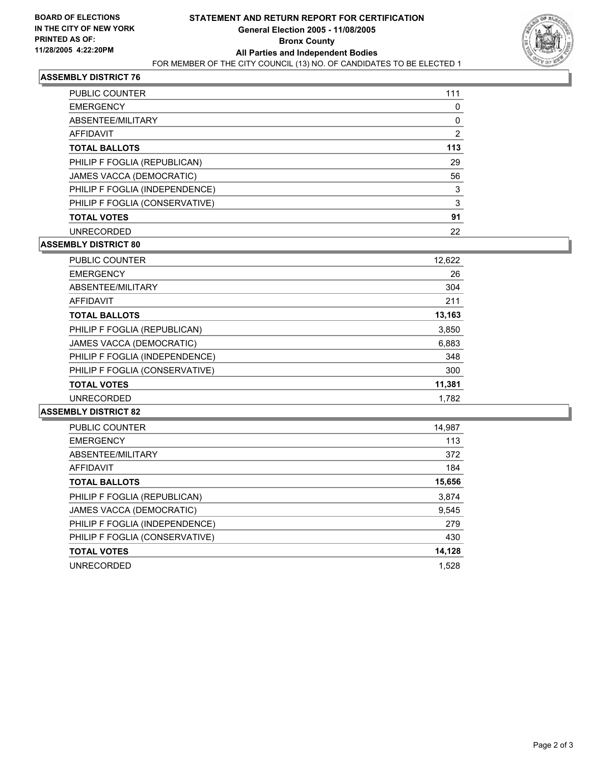**BOARD OF ELECTIONS IN THE CITY OF NEW YORK PRINTED AS OF: 11/28/2005 4:22:20PM**

# STATEMENT AND RETURN REPORT FOR CERTIFICATION
## General Election 2005 - 11/08/2005
## Bronx County
## All Parties and Independent Bodies

FOR MEMBER OF THE CITY COUNCIL (13) NO. OF CANDIDATES TO BE ELECTED 1

### ASSEMBLY DISTRICT 76

| | |
|---|---|
| PUBLIC COUNTER | 111 |
| EMERGENCY | 0 |
| ABSENTEE/MILITARY | 0 |
| AFFIDAVIT | 2 |
| **TOTAL BALLOTS** | **113** |
| PHILIP F FOGLIA (REPUBLICAN) | 29 |
| JAMES VACCA (DEMOCRATIC) | 56 |
| PHILIP F FOGLIA (INDEPENDENCE) | 3 |
| PHILIP F FOGLIA (CONSERVATIVE) | 3 |
| **TOTAL VOTES** | **91** |
| UNRECORDED | 22 |

### ASSEMBLY DISTRICT 80

| | |
|---|---|
| PUBLIC COUNTER | 12,622 |
| EMERGENCY | 26 |
| ABSENTEE/MILITARY | 304 |
| AFFIDAVIT | 211 |
| **TOTAL BALLOTS** | **13,163** |
| PHILIP F FOGLIA (REPUBLICAN) | 3,850 |
| JAMES VACCA (DEMOCRATIC) | 6,883 |
| PHILIP F FOGLIA (INDEPENDENCE) | 348 |
| PHILIP F FOGLIA (CONSERVATIVE) | 300 |
| **TOTAL VOTES** | **11,381** |
| UNRECORDED | 1,782 |

### ASSEMBLY DISTRICT 82

| | |
|---|---|
| PUBLIC COUNTER | 14,987 |
| EMERGENCY | 113 |
| ABSENTEE/MILITARY | 372 |
| AFFIDAVIT | 184 |
| **TOTAL BALLOTS** | **15,656** |
| PHILIP F FOGLIA (REPUBLICAN) | 3,874 |
| JAMES VACCA (DEMOCRATIC) | 9,545 |
| PHILIP F FOGLIA (INDEPENDENCE) | 279 |
| PHILIP F FOGLIA (CONSERVATIVE) | 430 |
| **TOTAL VOTES** | **14,128** |
| UNRECORDED | 1,528 |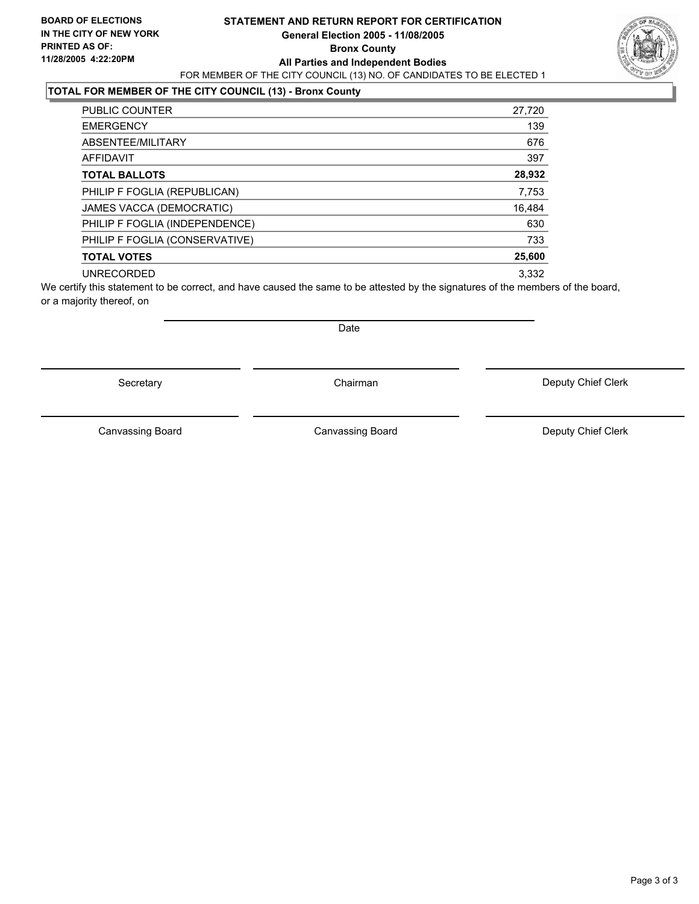**BOARD OF ELECTIONS IN THE CITY OF NEW YORK PRINTED AS OF: 11/28/2005 4:22:20PM**

# STATEMENT AND RETURN REPORT FOR CERTIFICATION

**General Election 2005 - 11/08/2005**

**Bronx County**

**All Parties and Independent Bodies**

FOR MEMBER OF THE CITY COUNCIL (13) NO. OF CANDIDATES TO BE ELECTED 1

## TOTAL FOR MEMBER OF THE CITY COUNCIL (13) - Bronx County

| | |
|---|---|
| PUBLIC COUNTER | 27,720 |
| EMERGENCY | 139 |
| ABSENTEE/MILITARY | 676 |
| AFFIDAVIT | 397 |
| **TOTAL BALLOTS** | **28,932** |
| PHILIP F FOGLIA (REPUBLICAN) | 7,753 |
| JAMES VACCA (DEMOCRATIC) | 16,484 |
| PHILIP F FOGLIA (INDEPENDENCE) | 630 |
| PHILIP F FOGLIA (CONSERVATIVE) | 733 |
| **TOTAL VOTES** | **25,600** |
| UNRECORDED | 3,332 |

We certify this statement to be correct, and have caused the same to be attested by the signatures of the members of the board, or a majority thereof, on

Date

Secretary | Chairman | Deputy Chief Clerk

Canvassing Board | Canvassing Board | Deputy Chief Clerk